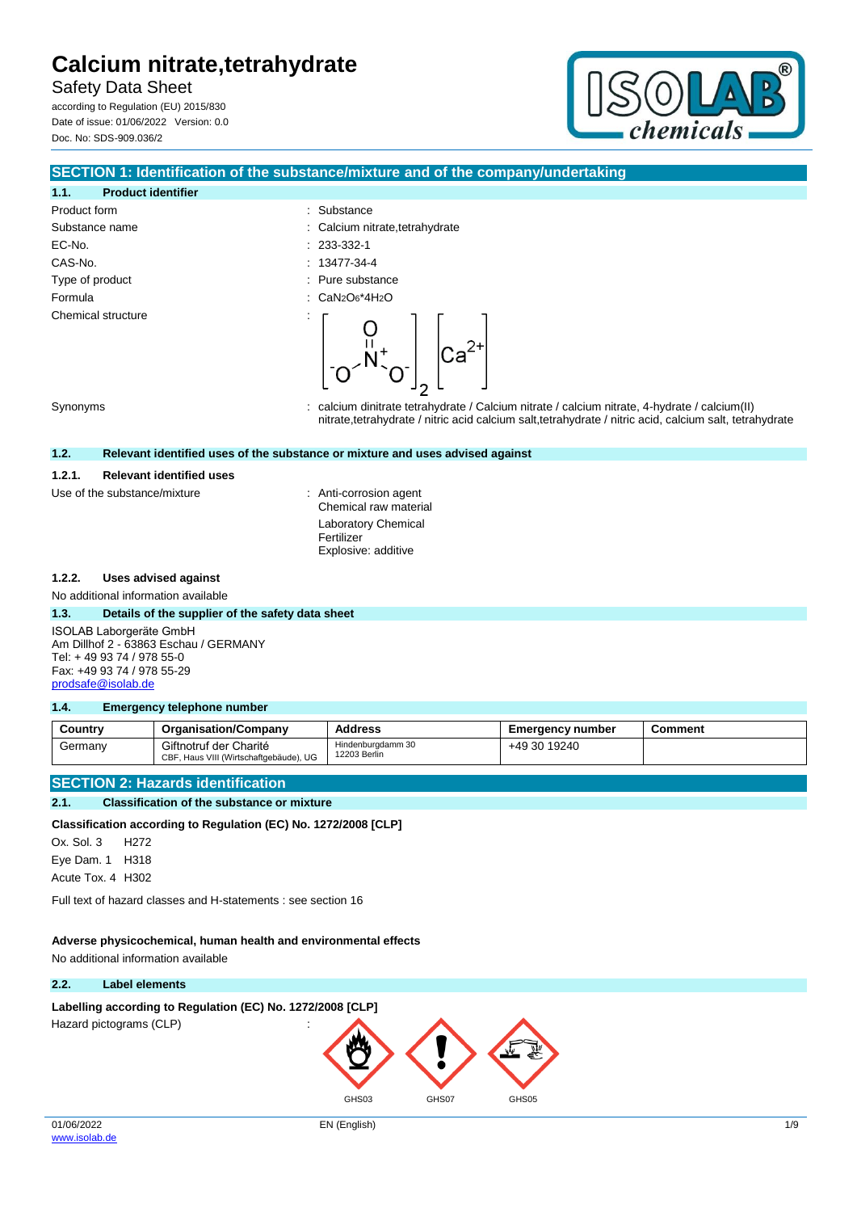# Calcium nitrate,tetrahydrate

Safety Data Sheet

according to Regulation (EU) 2015/830

Date of issue: 01/06/2022 Version: 0.0

Doc. No: SDS-909.036/2

## SECTION 1: Identification of the substance/mixture and of the company/undertaking

### 1.1. Product identifier

Product form : Substance

Substance name : Calcium nitrate,tetrahydrate

EC-No. : 233-332-1

CAS-No. : 13477-34-4

Type of product : Pure substance

Formula : $CaN_2O_6*4H_2O$

Chemical structure : $[O=N^+(O^-)O^-]_2 \; [Ca^{2+}]$

Synonyms : calcium dinitrate tetrahydrate / Calcium nitrate / calcium nitrate, 4-hydrate / calcium(II) nitrate,tetrahydrate / nitric acid calcium salt,tetrahydrate / nitric acid, calcium salt, tetrahydrate

### 1.2. Relevant identified uses of the substance or mixture and uses advised against

#### 1.2.1. Relevant identified uses

Use of the substance/mixture : Anti-corrosion agent
Chemical raw material
Laboratory Chemical
Fertilizer
Explosive: additive

#### 1.2.2. Uses advised against

No additional information available

### 1.3. Details of the supplier of the safety data sheet

ISOLAB Laborgeräte GmbH
Am Dillhof 2 - 63863 Eschau / GERMANY
Tel: + 49 93 74 / 978 55-0
Fax: +49 93 74 / 978 55-29
prodsafe@isolab.de

### 1.4. Emergency telephone number

| Country | Organisation/Company | Address | Emergency number | Comment |
|---|---|---|---|---|
| Germany | Giftnotruf der Charité CBF, Haus VIII (Wirtschaftgebäude), UG | Hindenburgdamm 30 12203 Berlin | +49 30 19240 | |

## SECTION 2: Hazards identification

### 2.1. Classification of the substance or mixture

**Classification according to Regulation (EC) No. 1272/2008 [CLP]**

Ox. Sol. 3 H272

Eye Dam. 1 H318

Acute Tox. 4 H302

Full text of hazard classes and H-statements : see section 16

**Adverse physicochemical, human health and environmental effects**

No additional information available

### 2.2. Label elements

**Labelling according to Regulation (EC) No. 1272/2008 [CLP]**

Hazard pictograms (CLP) :

GHS03 GHS07 GHS05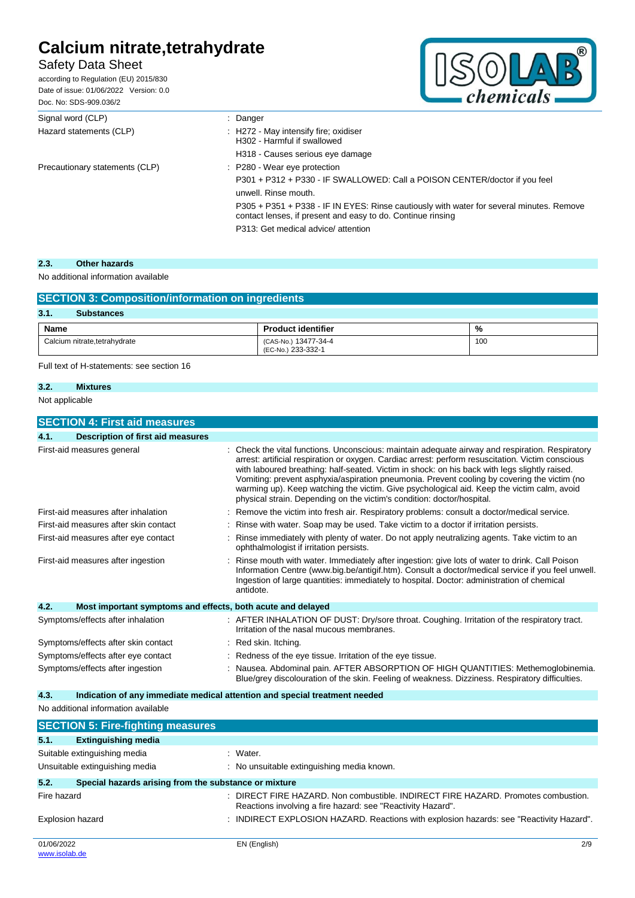| | |
|---|---|
| Signal word (CLP) | : Danger |
| Hazard statements (CLP) | : H272 - May intensify fire; oxidiser<br>H302 - Harmful if swallowed<br>H318 - Causes serious eye damage |
| Precautionary statements (CLP) | : P280 - Wear eye protection<br>P301 + P312 + P330 - IF SWALLOWED: Call a POISON CENTER/doctor if you feel unwell. Rinse mouth.<br>P305 + P351 + P338 - IF IN EYES: Rinse cautiously with water for several minutes. Remove contact lenses, if present and easy to do. Continue rinsing<br>P313: Get medical advice/ attention |

### 2.3. Other hazards

No additional information available

## SECTION 3: Composition/information on ingredients

### 3.1. Substances

| Name | Product identifier | % |
|---|---|---|
| Calcium nitrate,tetrahydrate | (CAS-No.) 13477-34-4<br>(EC-No.) 233-332-1 | 100 |

Full text of H-statements: see section 16

### 3.2. Mixtures

Not applicable

## SECTION 4: First aid measures

### 4.1. Description of first aid measures

| | |
|---|---|
| First-aid measures general | : Check the vital functions. Unconscious: maintain adequate airway and respiration. Respiratory arrest: artificial respiration or oxygen. Cardiac arrest: perform resuscitation. Victim conscious with laboured breathing: half-seated. Victim in shock: on his back with legs slightly raised. Vomiting: prevent asphyxia/aspiration pneumonia. Prevent cooling by covering the victim (no warming up). Keep watching the victim. Give psychological aid. Keep the victim calm, avoid physical strain. Depending on the victim's condition: doctor/hospital. |
| First-aid measures after inhalation | : Remove the victim into fresh air. Respiratory problems: consult a doctor/medical service. |
| First-aid measures after skin contact | : Rinse with water. Soap may be used. Take victim to a doctor if irritation persists. |
| First-aid measures after eye contact | : Rinse immediately with plenty of water. Do not apply neutralizing agents. Take victim to an ophthalmologist if irritation persists. |
| First-aid measures after ingestion | : Rinse mouth with water. Immediately after ingestion: give lots of water to drink. Call Poison Information Centre (www.big.be/antigif.htm). Consult a doctor/medical service if you feel unwell. Ingestion of large quantities: immediately to hospital. Doctor: administration of chemical antidote. |

### 4.2. Most important symptoms and effects, both acute and delayed

| | |
|---|---|
| Symptoms/effects after inhalation | : AFTER INHALATION OF DUST: Dry/sore throat. Coughing. Irritation of the respiratory tract. Irritation of the nasal mucous membranes. |
| Symptoms/effects after skin contact | : Red skin. Itching. |
| Symptoms/effects after eye contact | : Redness of the eye tissue. Irritation of the eye tissue. |
| Symptoms/effects after ingestion | : Nausea. Abdominal pain. AFTER ABSORPTION OF HIGH QUANTITIES: Methemoglobinemia. Blue/grey discolouration of the skin. Feeling of weakness. Dizziness. Respiratory difficulties. |

### 4.3. Indication of any immediate medical attention and special treatment needed

No additional information available

## SECTION 5: Fire-fighting measures

### 5.1. Extinguishing media

| | |
|---|---|
| Suitable extinguishing media | : Water. |
| Unsuitable extinguishing media | : No unsuitable extinguishing media known. |

### 5.2. Special hazards arising from the substance or mixture

| | |
|---|---|
| Fire hazard | : DIRECT FIRE HAZARD. Non combustible. INDIRECT FIRE HAZARD. Promotes combustion. Reactions involving a fire hazard: see "Reactivity Hazard". |
| Explosion hazard | : INDIRECT EXPLOSION HAZARD. Reactions with explosion hazards: see "Reactivity Hazard". |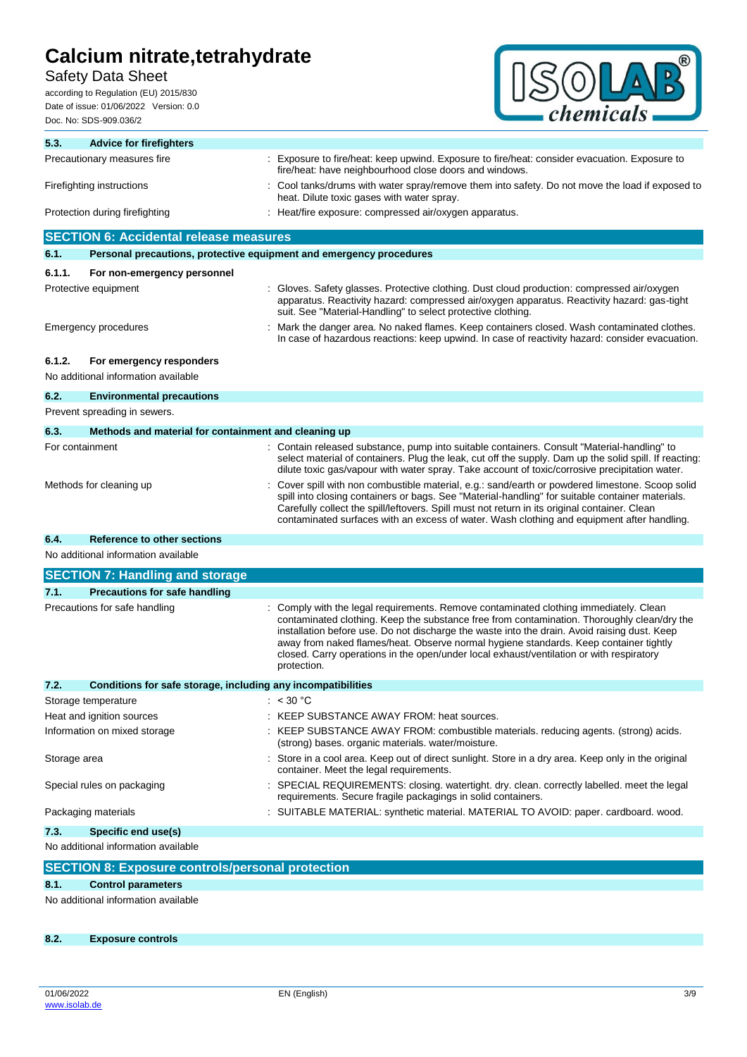### 5.3. Advice for firefighters

| | |
|---|---|
| Precautionary measures fire | : Exposure to fire/heat: keep upwind. Exposure to fire/heat: consider evacuation. Exposure to fire/heat: have neighbourhood close doors and windows. |
| Firefighting instructions | : Cool tanks/drums with water spray/remove them into safety. Do not move the load if exposed to heat. Dilute toxic gases with water spray. |
| Protection during firefighting | : Heat/fire exposure: compressed air/oxygen apparatus. |

## SECTION 6: Accidental release measures

### 6.1. Personal precautions, protective equipment and emergency procedures

#### 6.1.1. For non-emergency personnel

| | |
|---|---|
| Protective equipment | : Gloves. Safety glasses. Protective clothing. Dust cloud production: compressed air/oxygen apparatus. Reactivity hazard: compressed air/oxygen apparatus. Reactivity hazard: gas-tight suit. See "Material-Handling" to select protective clothing. |
| Emergency procedures | : Mark the danger area. No naked flames. Keep containers closed. Wash contaminated clothes. In case of hazardous reactions: keep upwind. In case of reactivity hazard: consider evacuation. |

#### 6.1.2. For emergency responders

No additional information available

### 6.2. Environmental precautions

Prevent spreading in sewers.

### 6.3. Methods and material for containment and cleaning up

| | |
|---|---|
| For containment | : Contain released substance, pump into suitable containers. Consult "Material-handling" to select material of containers. Plug the leak, cut off the supply. Dam up the solid spill. If reacting: dilute toxic gas/vapour with water spray. Take account of toxic/corrosive precipitation water. |
| Methods for cleaning up | : Cover spill with non combustible material, e.g.: sand/earth or powdered limestone. Scoop solid spill into closing containers or bags. See "Material-handling" for suitable container materials. Carefully collect the spill/leftovers. Spill must not return in its original container. Clean contaminated surfaces with an excess of water. Wash clothing and equipment after handling. |

### 6.4. Reference to other sections

No additional information available

## SECTION 7: Handling and storage

### 7.1. Precautions for safe handling

| | |
|---|---|
| Precautions for safe handling | : Comply with the legal requirements. Remove contaminated clothing immediately. Clean contaminated clothing. Keep the substance free from contamination. Thoroughly clean/dry the installation before use. Do not discharge the waste into the drain. Avoid raising dust. Keep away from naked flames/heat. Observe normal hygiene standards. Keep container tightly closed. Carry operations in the open/under local exhaust/ventilation or with respiratory protection. |

### 7.2. Conditions for safe storage, including any incompatibilities

| | |
|---|---|
| Storage temperature | : < 30 °C |
| Heat and ignition sources | : KEEP SUBSTANCE AWAY FROM: heat sources. |
| Information on mixed storage | : KEEP SUBSTANCE AWAY FROM: combustible materials. reducing agents. (strong) acids. (strong) bases. organic materials. water/moisture. |
| Storage area | : Store in a cool area. Keep out of direct sunlight. Store in a dry area. Keep only in the original container. Meet the legal requirements. |
| Special rules on packaging | : SPECIAL REQUIREMENTS: closing. watertight. dry. clean. correctly labelled. meet the legal requirements. Secure fragile packagings in solid containers. |
| Packaging materials | : SUITABLE MATERIAL: synthetic material. MATERIAL TO AVOID: paper. cardboard. wood. |

### 7.3. Specific end use(s)

No additional information available

## SECTION 8: Exposure controls/personal protection

### 8.1. Control parameters

No additional information available

### 8.2. Exposure controls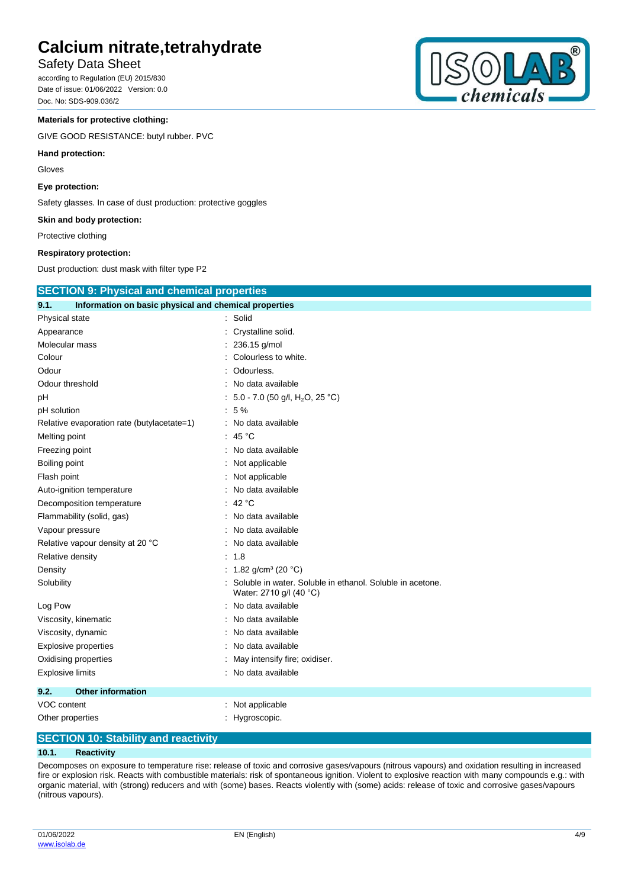**Materials for protective clothing:**

GIVE GOOD RESISTANCE: butyl rubber. PVC

**Hand protection:**

Gloves

**Eye protection:**

Safety glasses. In case of dust production: protective goggles

**Skin and body protection:**

Protective clothing

**Respiratory protection:**

Dust production: dust mask with filter type P2

## SECTION 9: Physical and chemical properties

### 9.1. Information on basic physical and chemical properties

| Property | Value |
|---|---|
| Physical state | Solid |
| Appearance | Crystalline solid. |
| Molecular mass | 236.15 g/mol |
| Colour | Colourless to white. |
| Odour | Odourless. |
| Odour threshold | No data available |
| pH | 5.0 - 7.0 (50 g/l, $H_2O$, 25 °C) |
| pH solution | 5 % |
| Relative evaporation rate (butylacetate=1) | No data available |
| Melting point | 45 °C |
| Freezing point | No data available |
| Boiling point | Not applicable |
| Flash point | Not applicable |
| Auto-ignition temperature | No data available |
| Decomposition temperature | 42 °C |
| Flammability (solid, gas) | No data available |
| Vapour pressure | No data available |
| Relative vapour density at 20 °C | No data available |
| Relative density | 1.8 |
| Density | 1.82 g/cm³ (20 °C) |
| Solubility | Soluble in water. Soluble in ethanol. Soluble in acetone. Water: 2710 g/l (40 °C) |
| Log Pow | No data available |
| Viscosity, kinematic | No data available |
| Viscosity, dynamic | No data available |
| Explosive properties | No data available |
| Oxidising properties | May intensify fire; oxidiser. |
| Explosive limits | No data available |

### 9.2. Other information

| Property | Value |
|---|---|
| VOC content | Not applicable |
| Other properties | Hygroscopic. |

## SECTION 10: Stability and reactivity

### 10.1. Reactivity

Decomposes on exposure to temperature rise: release of toxic and corrosive gases/vapours (nitrous vapours) and oxidation resulting in increased fire or explosion risk. Reacts with combustible materials: risk of spontaneous ignition. Violent to explosive reaction with many compounds e.g.: with organic material, with (strong) reducers and with (some) bases. Reacts violently with (some) acids: release of toxic and corrosive gases/vapours (nitrous vapours).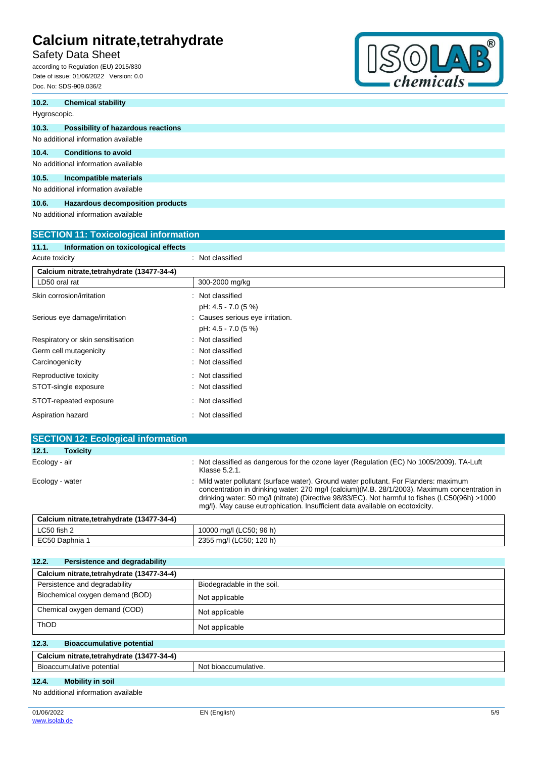### 10.2. Chemical stability

Hygroscopic.

### 10.3. Possibility of hazardous reactions

No additional information available

### 10.4. Conditions to avoid

No additional information available

### 10.5. Incompatible materials

No additional information available

### 10.6. Hazardous decomposition products

No additional information available

## SECTION 11: Toxicological information

### 11.1. Information on toxicological effects

Acute toxicity : Not classified

| Calcium nitrate,tetrahydrate (13477-34-4) | |
|---|---|
| LD50 oral rat | 300-2000 mg/kg |

Skin corrosion/irritation : Not classified
pH: 4.5 - 7.0 (5 %)

Serious eye damage/irritation : Causes serious eye irritation.
pH: 4.5 - 7.0 (5 %)

Respiratory or skin sensitisation : Not classified

Germ cell mutagenicity : Not classified

Carcinogenicity : Not classified

Reproductive toxicity : Not classified

STOT-single exposure : Not classified

STOT-repeated exposure : Not classified

Aspiration hazard : Not classified

## SECTION 12: Ecological information

### 12.1. Toxicity

Ecology - air : Not classified as dangerous for the ozone layer (Regulation (EC) No 1005/2009). TA-Luft Klasse 5.2.1.

Ecology - water : Mild water pollutant (surface water). Ground water pollutant. For Flanders: maximum concentration in drinking water: 270 mg/l (calcium)(M.B. 28/1/2003). Maximum concentration in drinking water: 50 mg/l (nitrate) (Directive 98/83/EC). Not harmful to fishes (LC50(96h) >1000 mg/l). May cause eutrophication. Insufficient data available on ecotoxicity.

| Calcium nitrate,tetrahydrate (13477-34-4) | |
|---|---|
| LC50 fish 2 | 10000 mg/l (LC50; 96 h) |
| EC50 Daphnia 1 | 2355 mg/l (LC50; 120 h) |

### 12.2. Persistence and degradability

| Calcium nitrate,tetrahydrate (13477-34-4) | |
|---|---|
| Persistence and degradability | Biodegradable in the soil. |
| Biochemical oxygen demand (BOD) | Not applicable |
| Chemical oxygen demand (COD) | Not applicable |
| ThOD | Not applicable |

### 12.3. Bioaccumulative potential

| Calcium nitrate,tetrahydrate (13477-34-4) | |
|---|---|
| Bioaccumulative potential | Not bioaccumulative. |

### 12.4. Mobility in soil

No additional information available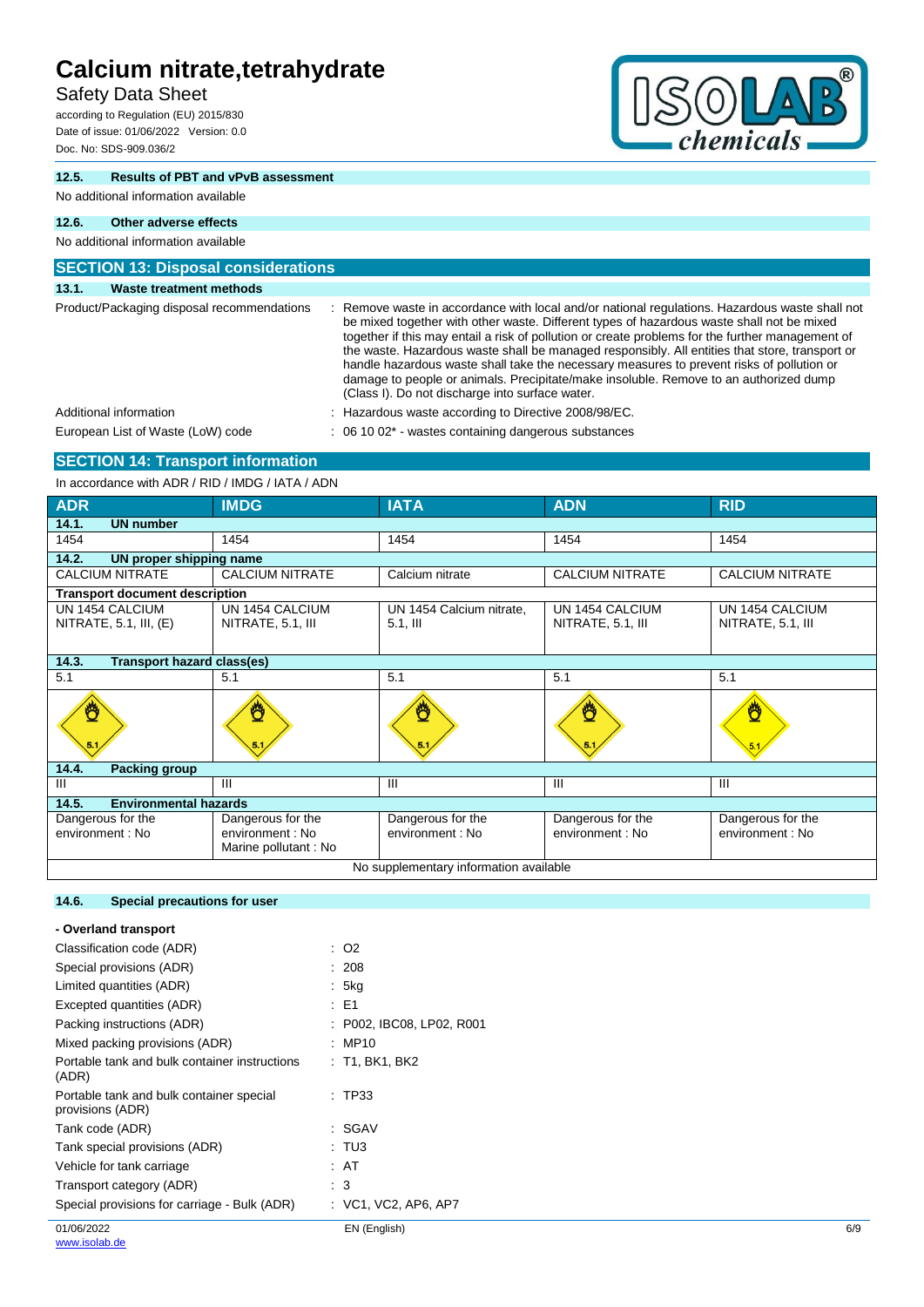#### 12.5. Results of PBT and vPvB assessment

No additional information available

#### 12.6. Other adverse effects

No additional information available

## SECTION 13: Disposal considerations

### 13.1. Waste treatment methods

| | |
|---|---|
| Product/Packaging disposal recommendations | : Remove waste in accordance with local and/or national regulations. Hazardous waste shall not be mixed together with other waste. Different types of hazardous waste shall not be mixed together if this may entail a risk of pollution or create problems for the further management of the waste. Hazardous waste shall be managed responsibly. All entities that store, transport or handle hazardous waste shall take the necessary measures to prevent risks of pollution or damage to people or animals. Precipitate/make insoluble. Remove to an authorized dump (Class I). Do not discharge into surface water. |
| Additional information | : Hazardous waste according to Directive 2008/98/EC. |
| European List of Waste (LoW) code | : 06 10 02* - wastes containing dangerous substances |

## SECTION 14: Transport information

In accordance with ADR / RID / IMDG / IATA / ADN

| ADR | IMDG | IATA | ADN | RID |
|---|---|---|---|---|
| **14.1. UN number** | | | | |
| 1454 | 1454 | 1454 | 1454 | 1454 |
| **14.2. UN proper shipping name** | | | | |
| CALCIUM NITRATE | CALCIUM NITRATE | Calcium nitrate | CALCIUM NITRATE | CALCIUM NITRATE |
| **Transport document description** | | | | |
| UN 1454 CALCIUM NITRATE, 5.1, III, (E) | UN 1454 CALCIUM NITRATE, 5.1, III | UN 1454 Calcium nitrate, 5.1, III | UN 1454 CALCIUM NITRATE, 5.1, III | UN 1454 CALCIUM NITRATE, 5.1, III |
| **14.3. Transport hazard class(es)** | | | | |
| 5.1 | 5.1 | 5.1 | 5.1 | 5.1 |
| **14.4. Packing group** | | | | |
| III | III | III | III | III |
| **14.5. Environmental hazards** | | | | |
| Dangerous for the environment : No | Dangerous for the environment : No<br>Marine pollutant : No | Dangerous for the environment : No | Dangerous for the environment : No | Dangerous for the environment : No |
| No supplementary information available | | | | |

#### 14.6. Special precautions for user

**- Overland transport**

| | |
|---|---|
| Classification code (ADR) | : O2 |
| Special provisions (ADR) | : 208 |
| Limited quantities (ADR) | : 5kg |
| Excepted quantities (ADR) | : E1 |
| Packing instructions (ADR) | : P002, IBC08, LP02, R001 |
| Mixed packing provisions (ADR) | : MP10 |
| Portable tank and bulk container instructions (ADR) | : T1, BK1, BK2 |
| Portable tank and bulk container special provisions (ADR) | : TP33 |
| Tank code (ADR) | : SGAV |
| Tank special provisions (ADR) | : TU3 |
| Vehicle for tank carriage | : AT |
| Transport category (ADR) | : 3 |
| Special provisions for carriage - Bulk (ADR) | : VC1, VC2, AP6, AP7 |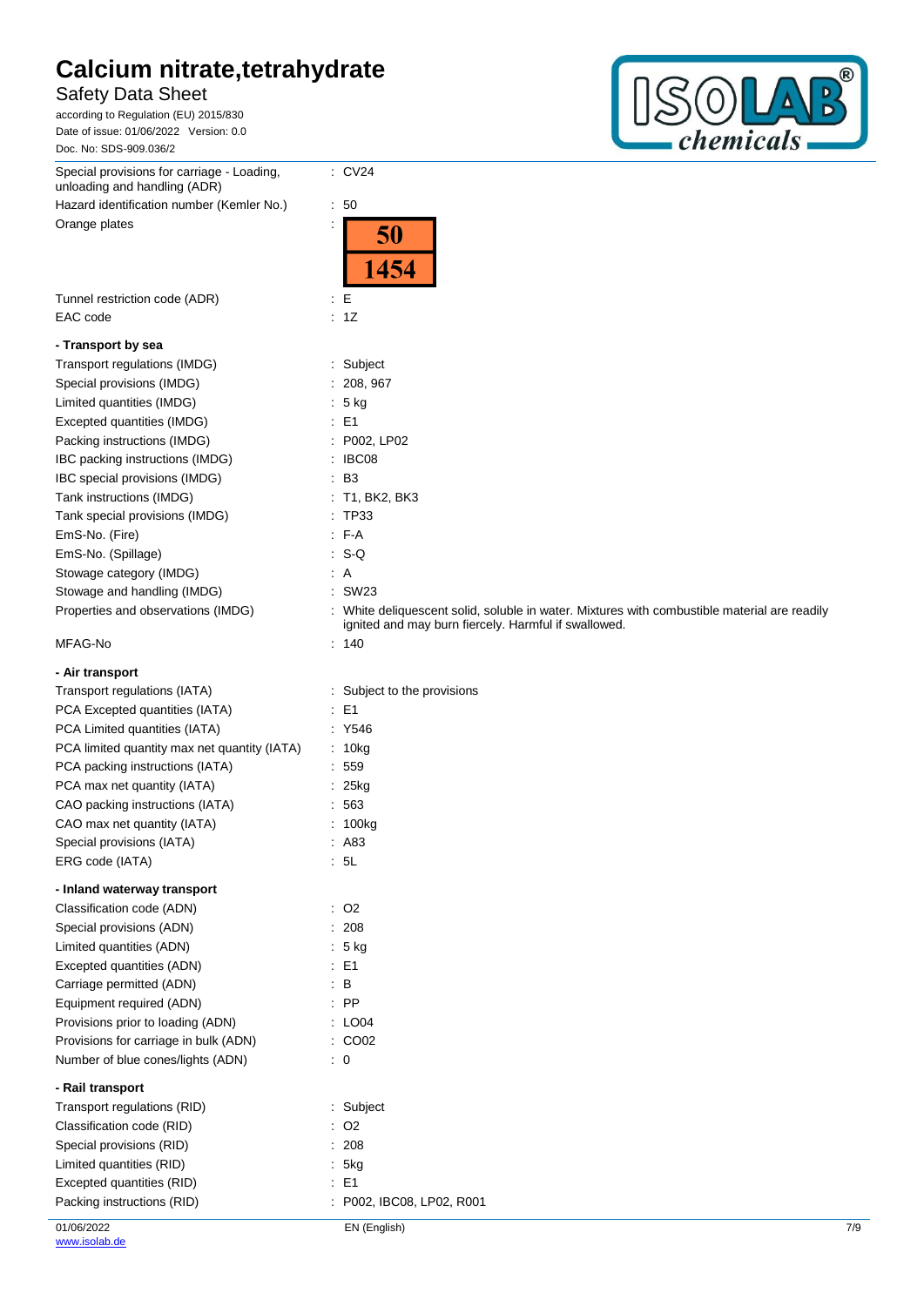| | |
|---|---|
| Special provisions for carriage - Loading, unloading and handling (ADR) | : CV24 |
| Hazard identification number (Kemler No.) | : 50 |
| Orange plates | : 50 / 1454 |
| Tunnel restriction code (ADR) | : E |
| EAC code | : 1Z |

**- Transport by sea**

| | |
|---|---|
| Transport regulations (IMDG) | : Subject |
| Special provisions (IMDG) | : 208, 967 |
| Limited quantities (IMDG) | : 5 kg |
| Excepted quantities (IMDG) | : E1 |
| Packing instructions (IMDG) | : P002, LP02 |
| IBC packing instructions (IMDG) | : IBC08 |
| IBC special provisions (IMDG) | : B3 |
| Tank instructions (IMDG) | : T1, BK2, BK3 |
| Tank special provisions (IMDG) | : TP33 |
| EmS-No. (Fire) | : F-A |
| EmS-No. (Spillage) | : S-Q |
| Stowage category (IMDG) | : A |
| Stowage and handling (IMDG) | : SW23 |
| Properties and observations (IMDG) | : White deliquescent solid, soluble in water. Mixtures with combustible material are readily ignited and may burn fiercely. Harmful if swallowed. |
| MFAG-No | : 140 |

**- Air transport**

| | |
|---|---|
| Transport regulations (IATA) | : Subject to the provisions |
| PCA Excepted quantities (IATA) | : E1 |
| PCA Limited quantities (IATA) | : Y546 |
| PCA limited quantity max net quantity (IATA) | : 10kg |
| PCA packing instructions (IATA) | : 559 |
| PCA max net quantity (IATA) | : 25kg |
| CAO packing instructions (IATA) | : 563 |
| CAO max net quantity (IATA) | : 100kg |
| Special provisions (IATA) | : A83 |
| ERG code (IATA) | : 5L |

**- Inland waterway transport**

| | |
|---|---|
| Classification code (ADN) | : O2 |
| Special provisions (ADN) | : 208 |
| Limited quantities (ADN) | : 5 kg |
| Excepted quantities (ADN) | : E1 |
| Carriage permitted (ADN) | : B |
| Equipment required (ADN) | : PP |
| Provisions prior to loading (ADN) | : LO04 |
| Provisions for carriage in bulk (ADN) | : CO02 |
| Number of blue cones/lights (ADN) | : 0 |

**- Rail transport**

| | |
|---|---|
| Transport regulations (RID) | : Subject |
| Classification code (RID) | : O2 |
| Special provisions (RID) | : 208 |
| Limited quantities (RID) | : 5kg |
| Excepted quantities (RID) | : E1 |
| Packing instructions (RID) | : P002, IBC08, LP02, R001 |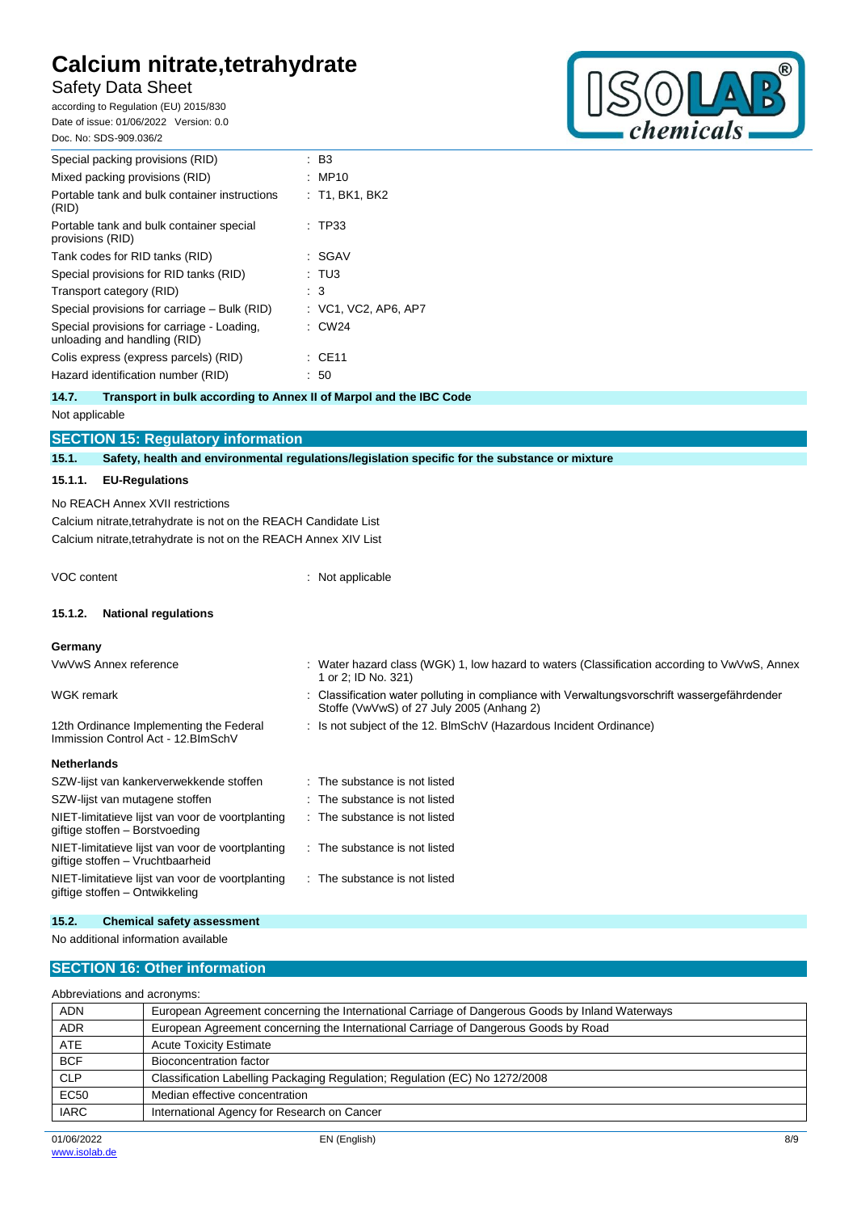| | |
|---|---|
| Special packing provisions (RID) | : B3 |
| Mixed packing provisions (RID) | : MP10 |
| Portable tank and bulk container instructions (RID) | : T1, BK1, BK2 |
| Portable tank and bulk container special provisions (RID) | : TP33 |
| Tank codes for RID tanks (RID) | : SGAV |
| Special provisions for RID tanks (RID) | : TU3 |
| Transport category (RID) | : 3 |
| Special provisions for carriage – Bulk (RID) | : VC1, VC2, AP6, AP7 |
| Special provisions for carriage - Loading, unloading and handling (RID) | : CW24 |
| Colis express (express parcels) (RID) | : CE11 |
| Hazard identification number (RID) | : 50 |

### 14.7. Transport in bulk according to Annex II of Marpol and the IBC Code

Not applicable

## SECTION 15: Regulatory information

### 15.1. Safety, health and environmental regulations/legislation specific for the substance or mixture

#### 15.1.1. EU-Regulations

No REACH Annex XVII restrictions

Calcium nitrate,tetrahydrate is not on the REACH Candidate List

Calcium nitrate,tetrahydrate is not on the REACH Annex XIV List

VOC content : Not applicable

#### 15.1.2. National regulations

**Germany**

| | |
|---|---|
| VwVwS Annex reference | : Water hazard class (WGK) 1, low hazard to waters (Classification according to VwVwS, Annex 1 or 2; ID No. 321) |
| WGK remark | : Classification water polluting in compliance with Verwaltungsvorschrift wassergefährdender Stoffe (VwVwS) of 27 July 2005 (Anhang 2) |
| 12th Ordinance Implementing the Federal Immission Control Act - 12.BImSchV | : Is not subject of the 12. BlmSchV (Hazardous Incident Ordinance) |

**Netherlands**

| | |
|---|---|
| SZW-lijst van kankerverwekkende stoffen | : The substance is not listed |
| SZW-lijst van mutagene stoffen | : The substance is not listed |
| NIET-limitatieve lijst van voor de voortplanting giftige stoffen – Borstvoeding | : The substance is not listed |
| NIET-limitatieve lijst van voor de voortplanting giftige stoffen – Vruchtbaarheid | : The substance is not listed |
| NIET-limitatieve lijst van voor de voortplanting giftige stoffen – Ontwikkeling | : The substance is not listed |

### 15.2. Chemical safety assessment

No additional information available

## SECTION 16: Other information

Abbreviations and acronyms:

| | |
|---|---|
| ADN | European Agreement concerning the International Carriage of Dangerous Goods by Inland Waterways |
| ADR | European Agreement concerning the International Carriage of Dangerous Goods by Road |
| ATE | Acute Toxicity Estimate |
| BCF | Bioconcentration factor |
| CLP | Classification Labelling Packaging Regulation; Regulation (EC) No 1272/2008 |
| EC50 | Median effective concentration |
| IARC | International Agency for Research on Cancer |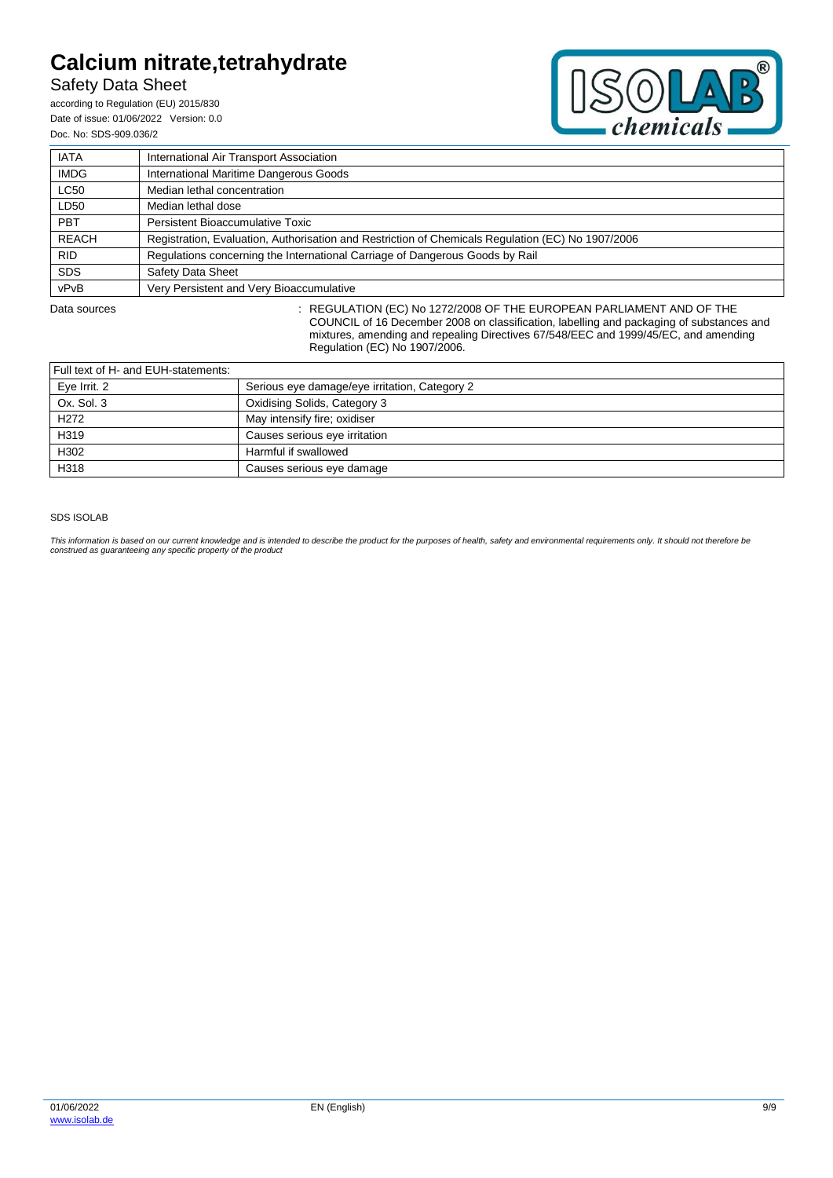| | |
|---|---|
| IATA | International Air Transport Association |
| IMDG | International Maritime Dangerous Goods |
| LC50 | Median lethal concentration |
| LD50 | Median lethal dose |
| PBT | Persistent Bioaccumulative Toxic |
| REACH | Registration, Evaluation, Authorisation and Restriction of Chemicals Regulation (EC) No 1907/2006 |
| RID | Regulations concerning the International Carriage of Dangerous Goods by Rail |
| SDS | Safety Data Sheet |
| vPvB | Very Persistent and Very Bioaccumulative |

Data sources : REGULATION (EC) No 1272/2008 OF THE EUROPEAN PARLIAMENT AND OF THE COUNCIL of 16 December 2008 on classification, labelling and packaging of substances and mixtures, amending and repealing Directives 67/548/EEC and 1999/45/EC, and amending Regulation (EC) No 1907/2006.

| Full text of H- and EUH-statements: | |
|---|---|
| Eye Irrit. 2 | Serious eye damage/eye irritation, Category 2 |
| Ox. Sol. 3 | Oxidising Solids, Category 3 |
| H272 | May intensify fire; oxidiser |
| H319 | Causes serious eye irritation |
| H302 | Harmful if swallowed |
| H318 | Causes serious eye damage |

SDS ISOLAB

*This information is based on our current knowledge and is intended to describe the product for the purposes of health, safety and environmental requirements only. It should not therefore be construed as guaranteeing any specific property of the product*